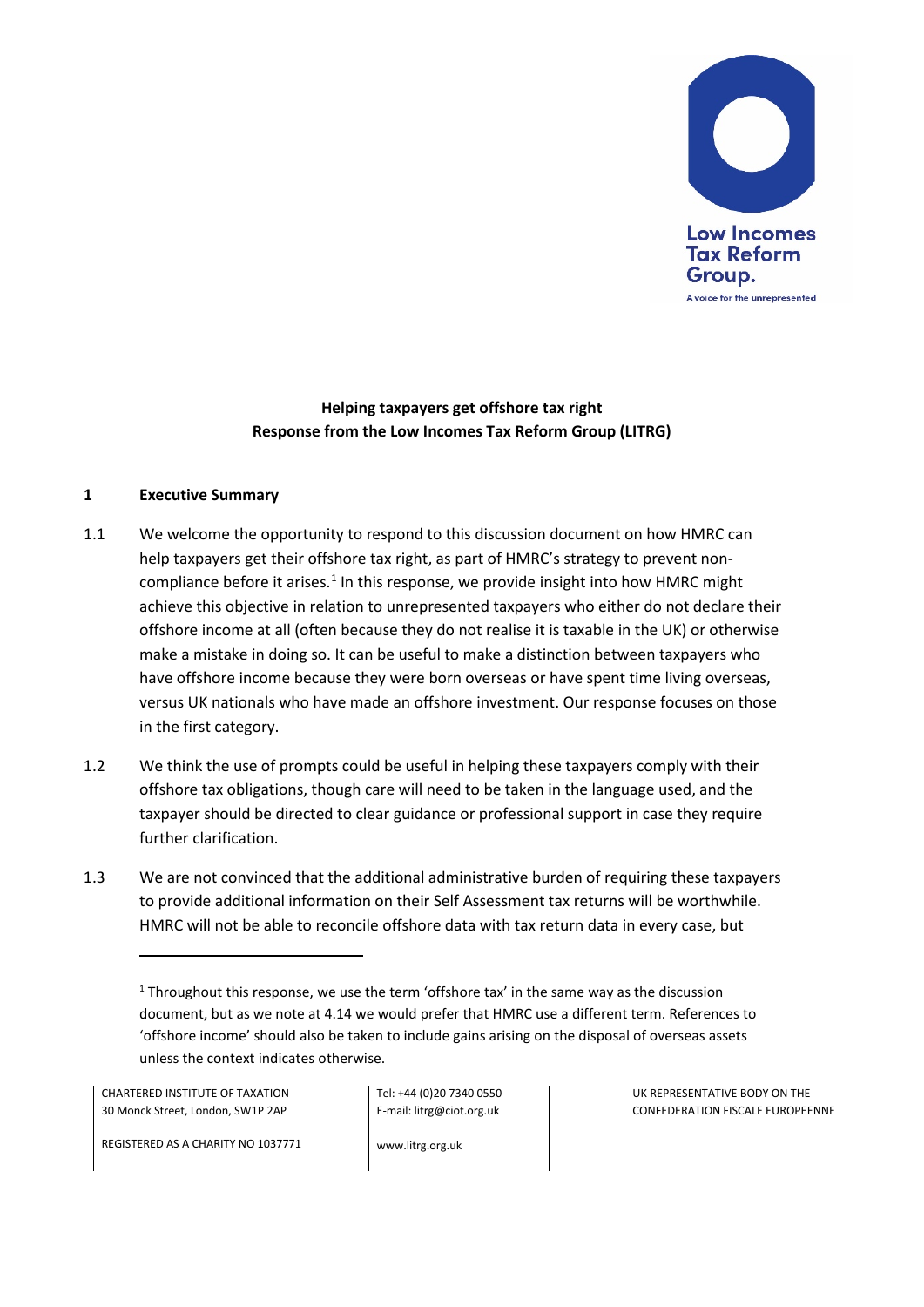Low Incomes Tax Reform Group.

A voice for the unrepresented

**Helping taxpayers get offshore tax right**
**Response from the Low Incomes Tax Reform Group (LITRG)**

## 1 Executive Summary

1.1 We welcome the opportunity to respond to this discussion document on how HMRC can help taxpayers get their offshore tax right, as part of HMRC's strategy to prevent non-compliance before it arises.[1] In this response, we provide insight into how HMRC might achieve this objective in relation to unrepresented taxpayers who either do not declare their offshore income at all (often because they do not realise it is taxable in the UK) or otherwise make a mistake in doing so. It can be useful to make a distinction between taxpayers who have offshore income because they were born overseas or have spent time living overseas, versus UK nationals who have made an offshore investment. Our response focuses on those in the first category.

1.2 We think the use of prompts could be useful in helping these taxpayers comply with their offshore tax obligations, though care will need to be taken in the language used, and the taxpayer should be directed to clear guidance or professional support in case they require further clarification.

1.3 We are not convinced that the additional administrative burden of requiring these taxpayers to provide additional information on their Self Assessment tax returns will be worthwhile. HMRC will not be able to reconcile offshore data with tax return data in every case, but

---

[1] Throughout this response, we use the term 'offshore tax' in the same way as the discussion document, but as we note at 4.14 we would prefer that HMRC use a different term. References to 'offshore income' should also be taken to include gains arising on the disposal of overseas assets unless the context indicates otherwise.

CHARTERED INSTITUTE OF TAXATION
30 Monck Street, London, SW1P 2AP

REGISTERED AS A CHARITY NO 1037771

Tel: +44 (0)20 7340 0550
E-mail: litrg@ciot.org.uk

www.litrg.org.uk

UK REPRESENTATIVE BODY ON THE CONFEDERATION FISCALE EUROPEENNE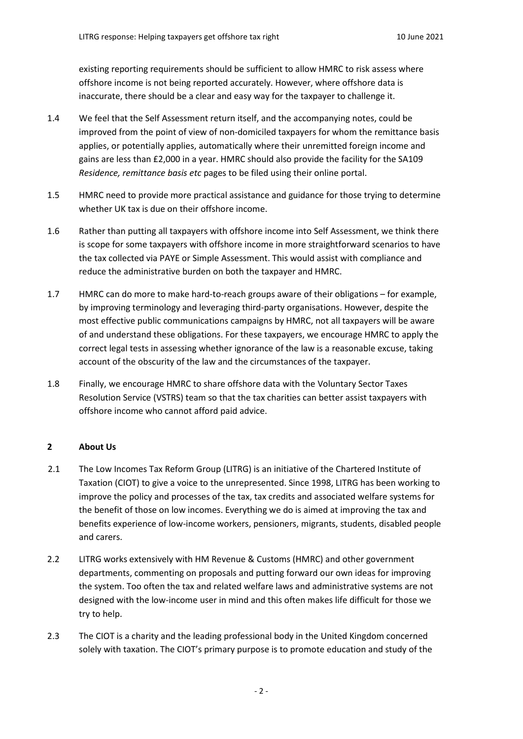existing reporting requirements should be sufficient to allow HMRC to risk assess where offshore income is not being reported accurately. However, where offshore data is inaccurate, there should be a clear and easy way for the taxpayer to challenge it.

1.4 We feel that the Self Assessment return itself, and the accompanying notes, could be improved from the point of view of non-domiciled taxpayers for whom the remittance basis applies, or potentially applies, automatically where their unremitted foreign income and gains are less than £2,000 in a year. HMRC should also provide the facility for the SA109 *Residence, remittance basis etc* pages to be filed using their online portal.

1.5 HMRC need to provide more practical assistance and guidance for those trying to determine whether UK tax is due on their offshore income.

1.6 Rather than putting all taxpayers with offshore income into Self Assessment, we think there is scope for some taxpayers with offshore income in more straightforward scenarios to have the tax collected via PAYE or Simple Assessment. This would assist with compliance and reduce the administrative burden on both the taxpayer and HMRC.

1.7 HMRC can do more to make hard-to-reach groups aware of their obligations – for example, by improving terminology and leveraging third-party organisations. However, despite the most effective public communications campaigns by HMRC, not all taxpayers will be aware of and understand these obligations. For these taxpayers, we encourage HMRC to apply the correct legal tests in assessing whether ignorance of the law is a reasonable excuse, taking account of the obscurity of the law and the circumstances of the taxpayer.

1.8 Finally, we encourage HMRC to share offshore data with the Voluntary Sector Taxes Resolution Service (VSTRS) team so that the tax charities can better assist taxpayers with offshore income who cannot afford paid advice.

## 2 About Us

2.1 The Low Incomes Tax Reform Group (LITRG) is an initiative of the Chartered Institute of Taxation (CIOT) to give a voice to the unrepresented. Since 1998, LITRG has been working to improve the policy and processes of the tax, tax credits and associated welfare systems for the benefit of those on low incomes. Everything we do is aimed at improving the tax and benefits experience of low-income workers, pensioners, migrants, students, disabled people and carers.

2.2 LITRG works extensively with HM Revenue & Customs (HMRC) and other government departments, commenting on proposals and putting forward our own ideas for improving the system. Too often the tax and related welfare laws and administrative systems are not designed with the low-income user in mind and this often makes life difficult for those we try to help.

2.3 The CIOT is a charity and the leading professional body in the United Kingdom concerned solely with taxation. The CIOT's primary purpose is to promote education and study of the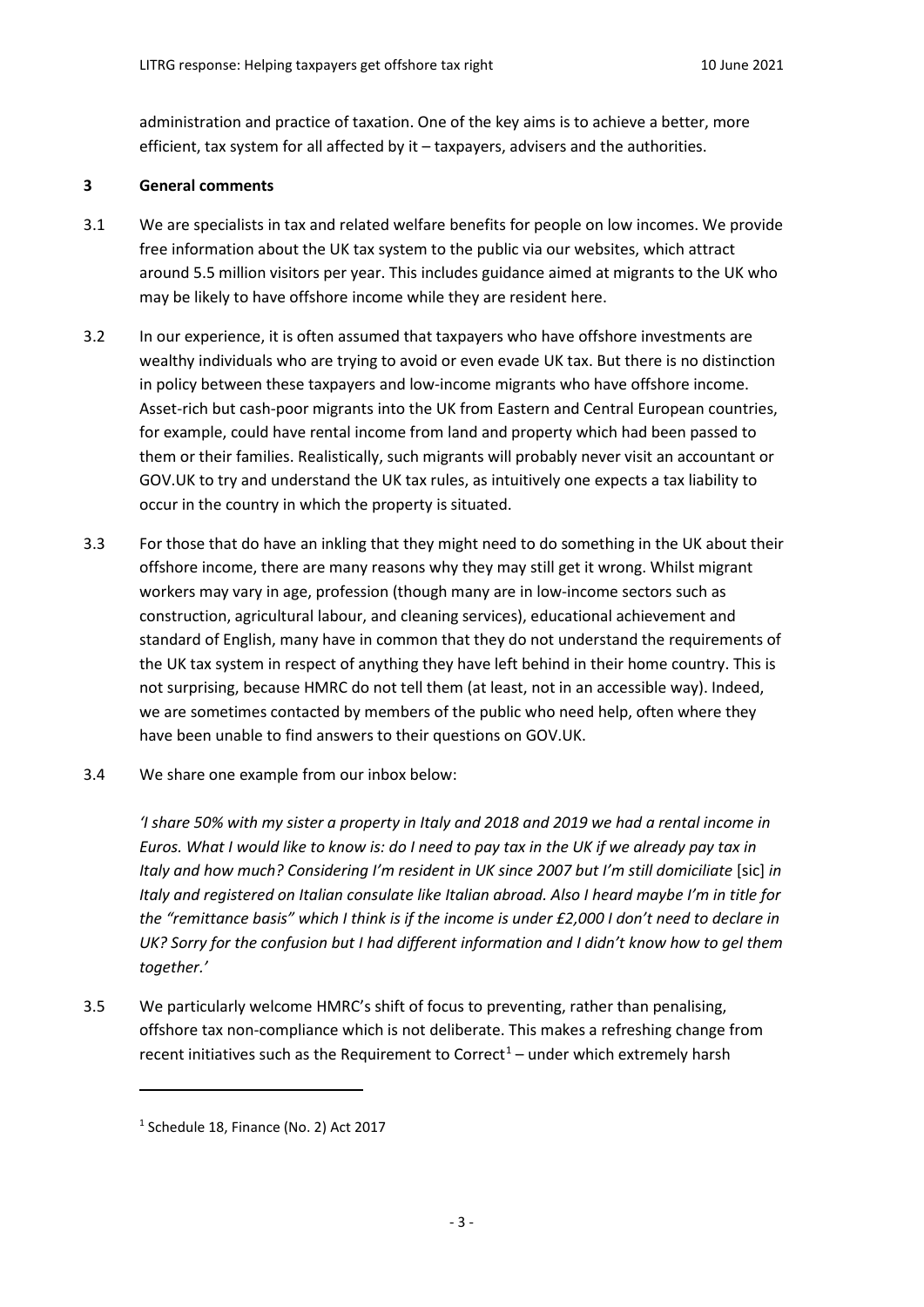administration and practice of taxation. One of the key aims is to achieve a better, more efficient, tax system for all affected by it – taxpayers, advisers and the authorities.

## 3 General comments

3.1 We are specialists in tax and related welfare benefits for people on low incomes. We provide free information about the UK tax system to the public via our websites, which attract around 5.5 million visitors per year. This includes guidance aimed at migrants to the UK who may be likely to have offshore income while they are resident here.

3.2 In our experience, it is often assumed that taxpayers who have offshore investments are wealthy individuals who are trying to avoid or even evade UK tax. But there is no distinction in policy between these taxpayers and low-income migrants who have offshore income. Asset-rich but cash-poor migrants into the UK from Eastern and Central European countries, for example, could have rental income from land and property which had been passed to them or their families. Realistically, such migrants will probably never visit an accountant or GOV.UK to try and understand the UK tax rules, as intuitively one expects a tax liability to occur in the country in which the property is situated.

3.3 For those that do have an inkling that they might need to do something in the UK about their offshore income, there are many reasons why they may still get it wrong. Whilst migrant workers may vary in age, profession (though many are in low-income sectors such as construction, agricultural labour, and cleaning services), educational achievement and standard of English, many have in common that they do not understand the requirements of the UK tax system in respect of anything they have left behind in their home country. This is not surprising, because HMRC do not tell them (at least, not in an accessible way). Indeed, we are sometimes contacted by members of the public who need help, often where they have been unable to find answers to their questions on GOV.UK.

3.4 We share one example from our inbox below:

*'I share 50% with my sister a property in Italy and 2018 and 2019 we had a rental income in Euros. What I would like to know is: do I need to pay tax in the UK if we already pay tax in Italy and how much? Considering I'm resident in UK since 2007 but I'm still domiciliate* [sic] *in Italy and registered on Italian consulate like Italian abroad. Also I heard maybe I'm in title for the "remittance basis" which I think is if the income is under £2,000 I don't need to declare in UK? Sorry for the confusion but I had different information and I didn't know how to gel them together.'*

3.5 We particularly welcome HMRC's shift of focus to preventing, rather than penalising, offshore tax non-compliance which is not deliberate. This makes a refreshing change from recent initiatives such as the Requirement to Correct[1] – under which extremely harsh

[1] Schedule 18, Finance (No. 2) Act 2017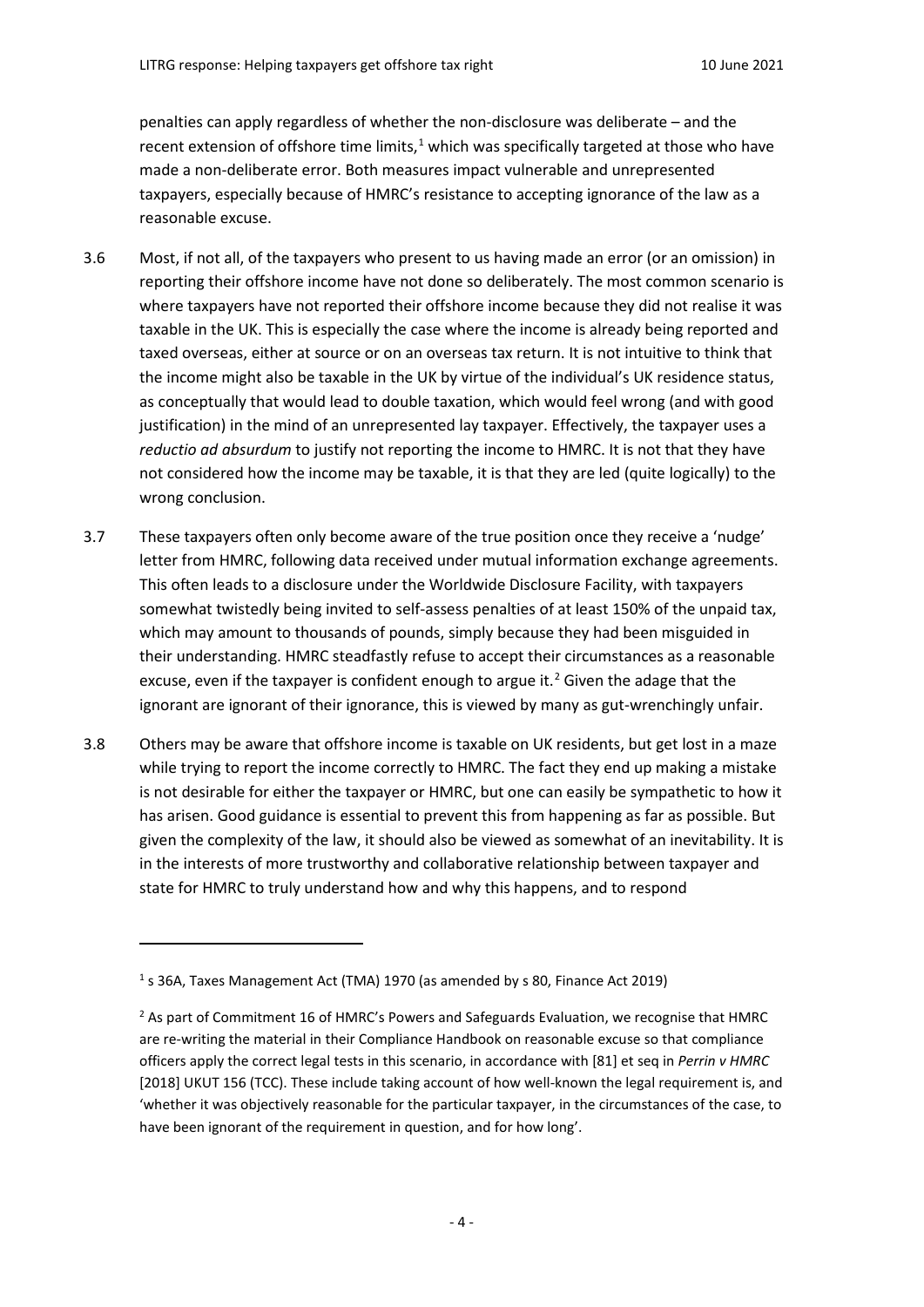penalties can apply regardless of whether the non-disclosure was deliberate – and the recent extension of offshore time limits,[1] which was specifically targeted at those who have made a non-deliberate error. Both measures impact vulnerable and unrepresented taxpayers, especially because of HMRC's resistance to accepting ignorance of the law as a reasonable excuse.

3.6 Most, if not all, of the taxpayers who present to us having made an error (or an omission) in reporting their offshore income have not done so deliberately. The most common scenario is where taxpayers have not reported their offshore income because they did not realise it was taxable in the UK. This is especially the case where the income is already being reported and taxed overseas, either at source or on an overseas tax return. It is not intuitive to think that the income might also be taxable in the UK by virtue of the individual's UK residence status, as conceptually that would lead to double taxation, which would feel wrong (and with good justification) in the mind of an unrepresented lay taxpayer. Effectively, the taxpayer uses a *reductio ad absurdum* to justify not reporting the income to HMRC. It is not that they have not considered how the income may be taxable, it is that they are led (quite logically) to the wrong conclusion.

3.7 These taxpayers often only become aware of the true position once they receive a 'nudge' letter from HMRC, following data received under mutual information exchange agreements. This often leads to a disclosure under the Worldwide Disclosure Facility, with taxpayers somewhat twistedly being invited to self-assess penalties of at least 150% of the unpaid tax, which may amount to thousands of pounds, simply because they had been misguided in their understanding. HMRC steadfastly refuse to accept their circumstances as a reasonable excuse, even if the taxpayer is confident enough to argue it.[2] Given the adage that the ignorant are ignorant of their ignorance, this is viewed by many as gut-wrenchingly unfair.

3.8 Others may be aware that offshore income is taxable on UK residents, but get lost in a maze while trying to report the income correctly to HMRC. The fact they end up making a mistake is not desirable for either the taxpayer or HMRC, but one can easily be sympathetic to how it has arisen. Good guidance is essential to prevent this from happening as far as possible. But given the complexity of the law, it should also be viewed as somewhat of an inevitability. It is in the interests of more trustworthy and collaborative relationship between taxpayer and state for HMRC to truly understand how and why this happens, and to respond

---

[1] s 36A, Taxes Management Act (TMA) 1970 (as amended by s 80, Finance Act 2019)

[2] As part of Commitment 16 of HMRC's Powers and Safeguards Evaluation, we recognise that HMRC are re-writing the material in their Compliance Handbook on reasonable excuse so that compliance officers apply the correct legal tests in this scenario, in accordance with [81] et seq in *Perrin v HMRC* [2018] UKUT 156 (TCC). These include taking account of how well-known the legal requirement is, and 'whether it was objectively reasonable for the particular taxpayer, in the circumstances of the case, to have been ignorant of the requirement in question, and for how long'.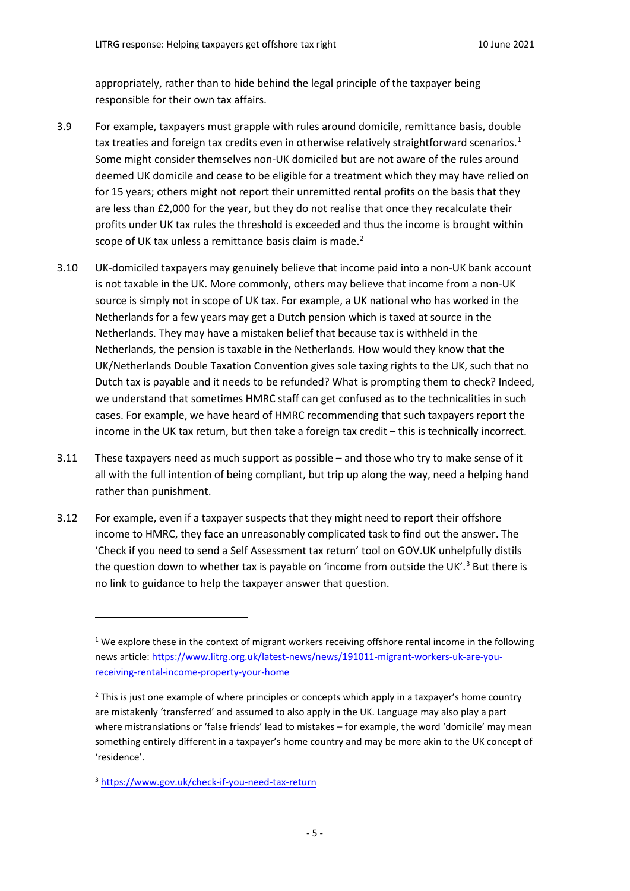appropriately, rather than to hide behind the legal principle of the taxpayer being responsible for their own tax affairs.

3.9 For example, taxpayers must grapple with rules around domicile, remittance basis, double tax treaties and foreign tax credits even in otherwise relatively straightforward scenarios.[1] Some might consider themselves non-UK domiciled but are not aware of the rules around deemed UK domicile and cease to be eligible for a treatment which they may have relied on for 15 years; others might not report their unremitted rental profits on the basis that they are less than £2,000 for the year, but they do not realise that once they recalculate their profits under UK tax rules the threshold is exceeded and thus the income is brought within scope of UK tax unless a remittance basis claim is made.[2]

3.10 UK-domiciled taxpayers may genuinely believe that income paid into a non-UK bank account is not taxable in the UK. More commonly, others may believe that income from a non-UK source is simply not in scope of UK tax. For example, a UK national who has worked in the Netherlands for a few years may get a Dutch pension which is taxed at source in the Netherlands. They may have a mistaken belief that because tax is withheld in the Netherlands, the pension is taxable in the Netherlands. How would they know that the UK/Netherlands Double Taxation Convention gives sole taxing rights to the UK, such that no Dutch tax is payable and it needs to be refunded? What is prompting them to check? Indeed, we understand that sometimes HMRC staff can get confused as to the technicalities in such cases. For example, we have heard of HMRC recommending that such taxpayers report the income in the UK tax return, but then take a foreign tax credit – this is technically incorrect.

3.11 These taxpayers need as much support as possible – and those who try to make sense of it all with the full intention of being compliant, but trip up along the way, need a helping hand rather than punishment.

3.12 For example, even if a taxpayer suspects that they might need to report their offshore income to HMRC, they face an unreasonably complicated task to find out the answer. The 'Check if you need to send a Self Assessment tax return' tool on GOV.UK unhelpfully distils the question down to whether tax is payable on 'income from outside the UK'.[3] But there is no link to guidance to help the taxpayer answer that question.

---

[1] We explore these in the context of migrant workers receiving offshore rental income in the following news article: https://www.litrg.org.uk/latest-news/news/191011-migrant-workers-uk-are-you-receiving-rental-income-property-your-home

[2] This is just one example of where principles or concepts which apply in a taxpayer's home country are mistakenly 'transferred' and assumed to also apply in the UK. Language may also play a part where mistranslations or 'false friends' lead to mistakes – for example, the word 'domicile' may mean something entirely different in a taxpayer's home country and may be more akin to the UK concept of 'residence'.

[3] https://www.gov.uk/check-if-you-need-tax-return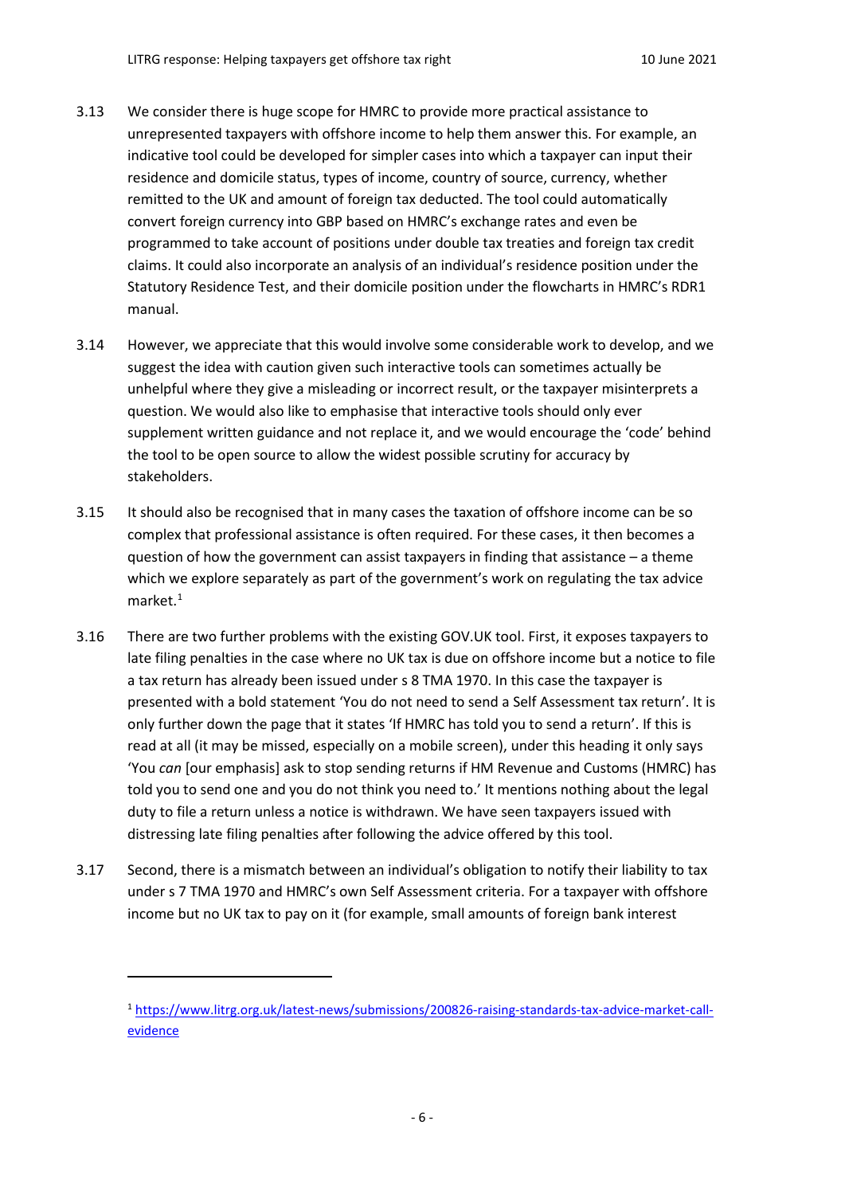3.13 We consider there is huge scope for HMRC to provide more practical assistance to unrepresented taxpayers with offshore income to help them answer this. For example, an indicative tool could be developed for simpler cases into which a taxpayer can input their residence and domicile status, types of income, country of source, currency, whether remitted to the UK and amount of foreign tax deducted. The tool could automatically convert foreign currency into GBP based on HMRC's exchange rates and even be programmed to take account of positions under double tax treaties and foreign tax credit claims. It could also incorporate an analysis of an individual's residence position under the Statutory Residence Test, and their domicile position under the flowcharts in HMRC's RDR1 manual.

3.14 However, we appreciate that this would involve some considerable work to develop, and we suggest the idea with caution given such interactive tools can sometimes actually be unhelpful where they give a misleading or incorrect result, or the taxpayer misinterprets a question. We would also like to emphasise that interactive tools should only ever supplement written guidance and not replace it, and we would encourage the 'code' behind the tool to be open source to allow the widest possible scrutiny for accuracy by stakeholders.

3.15 It should also be recognised that in many cases the taxation of offshore income can be so complex that professional assistance is often required. For these cases, it then becomes a question of how the government can assist taxpayers in finding that assistance – a theme which we explore separately as part of the government's work on regulating the tax advice market.[1]

3.16 There are two further problems with the existing GOV.UK tool. First, it exposes taxpayers to late filing penalties in the case where no UK tax is due on offshore income but a notice to file a tax return has already been issued under s 8 TMA 1970. In this case the taxpayer is presented with a bold statement 'You do not need to send a Self Assessment tax return'. It is only further down the page that it states 'If HMRC has told you to send a return'. If this is read at all (it may be missed, especially on a mobile screen), under this heading it only says 'You *can* [our emphasis] ask to stop sending returns if HM Revenue and Customs (HMRC) has told you to send one and you do not think you need to.' It mentions nothing about the legal duty to file a return unless a notice is withdrawn. We have seen taxpayers issued with distressing late filing penalties after following the advice offered by this tool.

3.17 Second, there is a mismatch between an individual's obligation to notify their liability to tax under s 7 TMA 1970 and HMRC's own Self Assessment criteria. For a taxpayer with offshore income but no UK tax to pay on it (for example, small amounts of foreign bank interest

---

[1] https://www.litrg.org.uk/latest-news/submissions/200826-raising-standards-tax-advice-market-call-evidence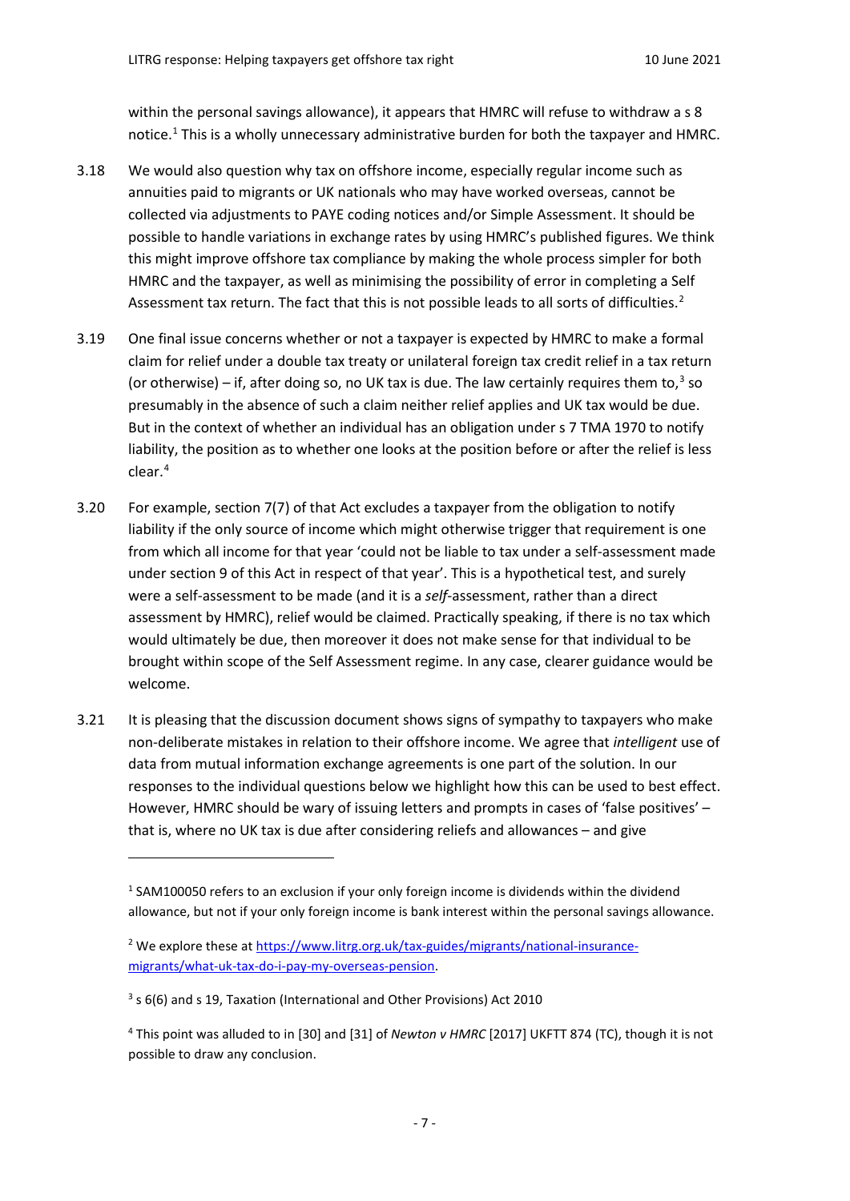within the personal savings allowance), it appears that HMRC will refuse to withdraw a s 8 notice.[1] This is a wholly unnecessary administrative burden for both the taxpayer and HMRC.

3.18 We would also question why tax on offshore income, especially regular income such as annuities paid to migrants or UK nationals who may have worked overseas, cannot be collected via adjustments to PAYE coding notices and/or Simple Assessment. It should be possible to handle variations in exchange rates by using HMRC's published figures. We think this might improve offshore tax compliance by making the whole process simpler for both HMRC and the taxpayer, as well as minimising the possibility of error in completing a Self Assessment tax return. The fact that this is not possible leads to all sorts of difficulties.[2]

3.19 One final issue concerns whether or not a taxpayer is expected by HMRC to make a formal claim for relief under a double tax treaty or unilateral foreign tax credit relief in a tax return (or otherwise) – if, after doing so, no UK tax is due. The law certainly requires them to,[3] so presumably in the absence of such a claim neither relief applies and UK tax would be due. But in the context of whether an individual has an obligation under s 7 TMA 1970 to notify liability, the position as to whether one looks at the position before or after the relief is less clear.[4]

3.20 For example, section 7(7) of that Act excludes a taxpayer from the obligation to notify liability if the only source of income which might otherwise trigger that requirement is one from which all income for that year 'could not be liable to tax under a self-assessment made under section 9 of this Act in respect of that year'. This is a hypothetical test, and surely were a self-assessment to be made (and it is a *self*-assessment, rather than a direct assessment by HMRC), relief would be claimed. Practically speaking, if there is no tax which would ultimately be due, then moreover it does not make sense for that individual to be brought within scope of the Self Assessment regime. In any case, clearer guidance would be welcome.

3.21 It is pleasing that the discussion document shows signs of sympathy to taxpayers who make non-deliberate mistakes in relation to their offshore income. We agree that *intelligent* use of data from mutual information exchange agreements is one part of the solution. In our responses to the individual questions below we highlight how this can be used to best effect. However, HMRC should be wary of issuing letters and prompts in cases of 'false positives' – that is, where no UK tax is due after considering reliefs and allowances – and give

---

[1] SAM100050 refers to an exclusion if your only foreign income is dividends within the dividend allowance, but not if your only foreign income is bank interest within the personal savings allowance.

[2] We explore these at [https://www.litrg.org.uk/tax-guides/migrants/national-insurance-migrants/what-uk-tax-do-i-pay-my-overseas-pension](https://www.litrg.org.uk/tax-guides/migrants/national-insurance-migrants/what-uk-tax-do-i-pay-my-overseas-pension).

[3] s 6(6) and s 19, Taxation (International and Other Provisions) Act 2010

[4] This point was alluded to in [30] and [31] of *Newton v HMRC* [2017] UKFTT 874 (TC), though it is not possible to draw any conclusion.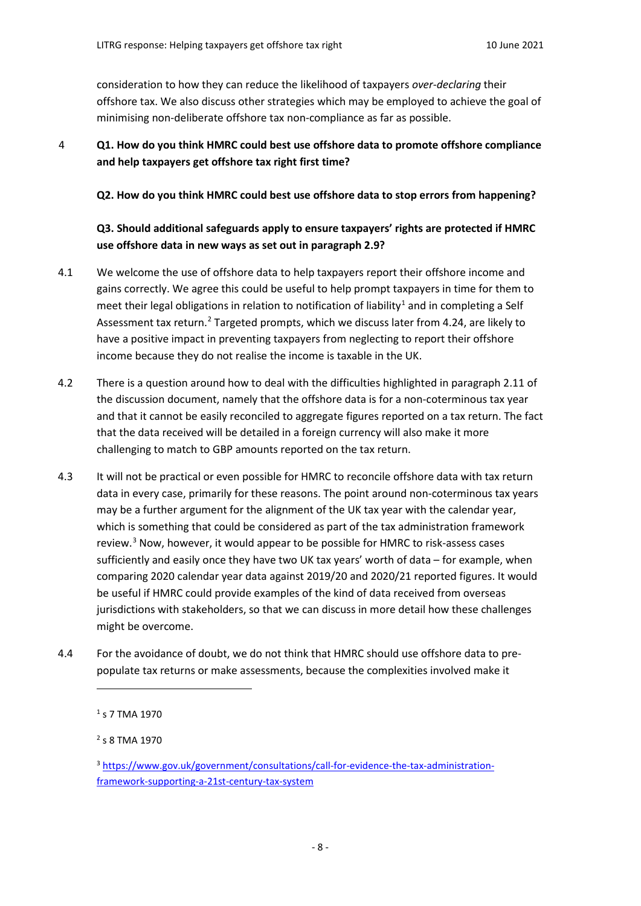consideration to how they can reduce the likelihood of taxpayers *over-declaring* their offshore tax. We also discuss other strategies which may be employed to achieve the goal of minimising non-deliberate offshore tax non-compliance as far as possible.

4 **Q1. How do you think HMRC could best use offshore data to promote offshore compliance and help taxpayers get offshore tax right first time?**

**Q2. How do you think HMRC could best use offshore data to stop errors from happening?**

**Q3. Should additional safeguards apply to ensure taxpayers' rights are protected if HMRC use offshore data in new ways as set out in paragraph 2.9?**

4.1 We welcome the use of offshore data to help taxpayers report their offshore income and gains correctly. We agree this could be useful to help prompt taxpayers in time for them to meet their legal obligations in relation to notification of liability[1] and in completing a Self Assessment tax return.[2] Targeted prompts, which we discuss later from 4.24, are likely to have a positive impact in preventing taxpayers from neglecting to report their offshore income because they do not realise the income is taxable in the UK.

4.2 There is a question around how to deal with the difficulties highlighted in paragraph 2.11 of the discussion document, namely that the offshore data is for a non-coterminous tax year and that it cannot be easily reconciled to aggregate figures reported on a tax return. The fact that the data received will be detailed in a foreign currency will also make it more challenging to match to GBP amounts reported on the tax return.

4.3 It will not be practical or even possible for HMRC to reconcile offshore data with tax return data in every case, primarily for these reasons. The point around non-coterminous tax years may be a further argument for the alignment of the UK tax year with the calendar year, which is something that could be considered as part of the tax administration framework review.[3] Now, however, it would appear to be possible for HMRC to risk-assess cases sufficiently and easily once they have two UK tax years' worth of data – for example, when comparing 2020 calendar year data against 2019/20 and 2020/21 reported figures. It would be useful if HMRC could provide examples of the kind of data received from overseas jurisdictions with stakeholders, so that we can discuss in more detail how these challenges might be overcome.

4.4 For the avoidance of doubt, we do not think that HMRC should use offshore data to pre-populate tax returns or make assessments, because the complexities involved make it

---

[1] s 7 TMA 1970

[2] s 8 TMA 1970

[3] https://www.gov.uk/government/consultations/call-for-evidence-the-tax-administration-framework-supporting-a-21st-century-tax-system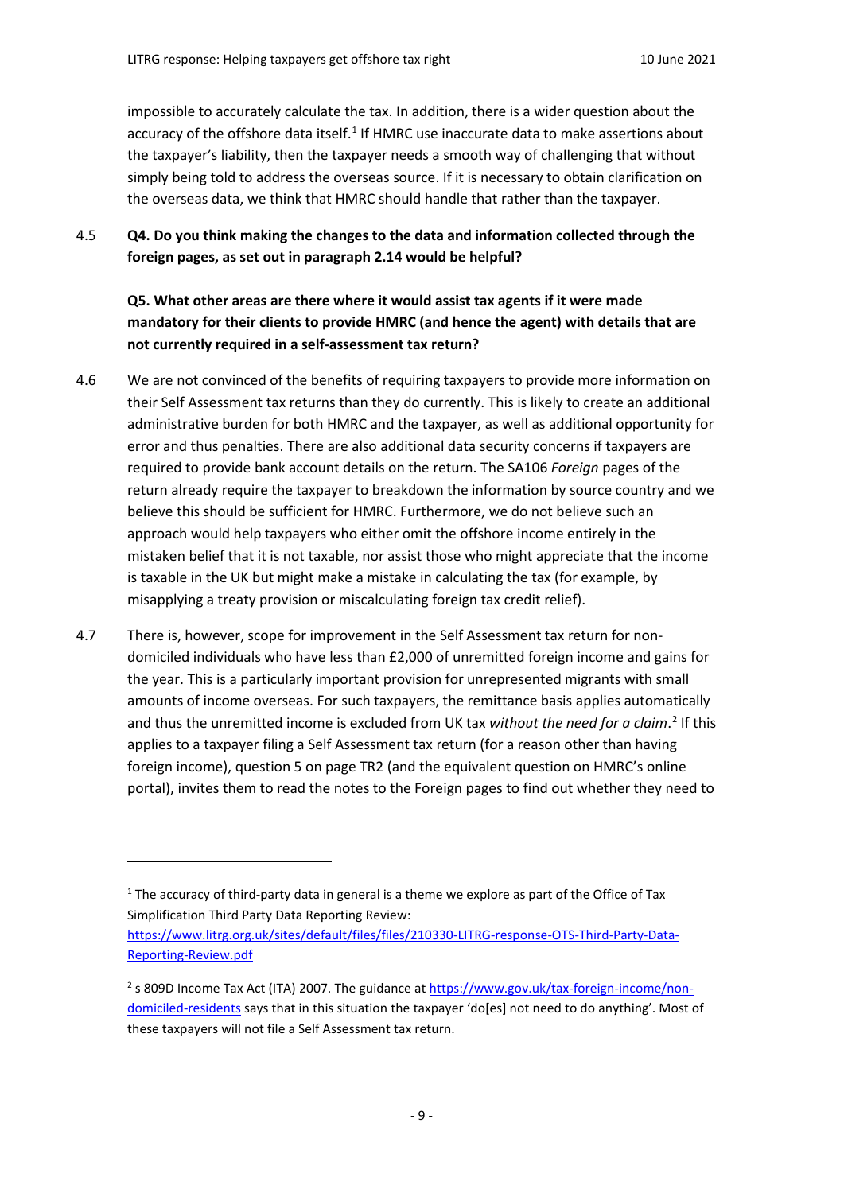impossible to accurately calculate the tax. In addition, there is a wider question about the accuracy of the offshore data itself.[1] If HMRC use inaccurate data to make assertions about the taxpayer's liability, then the taxpayer needs a smooth way of challenging that without simply being told to address the overseas source. If it is necessary to obtain clarification on the overseas data, we think that HMRC should handle that rather than the taxpayer.

4.5 **Q4. Do you think making the changes to the data and information collected through the foreign pages, as set out in paragraph 2.14 would be helpful?**

**Q5. What other areas are there where it would assist tax agents if it were made mandatory for their clients to provide HMRC (and hence the agent) with details that are not currently required in a self-assessment tax return?**

4.6 We are not convinced of the benefits of requiring taxpayers to provide more information on their Self Assessment tax returns than they do currently. This is likely to create an additional administrative burden for both HMRC and the taxpayer, as well as additional opportunity for error and thus penalties. There are also additional data security concerns if taxpayers are required to provide bank account details on the return. The SA106 *Foreign* pages of the return already require the taxpayer to breakdown the information by source country and we believe this should be sufficient for HMRC. Furthermore, we do not believe such an approach would help taxpayers who either omit the offshore income entirely in the mistaken belief that it is not taxable, nor assist those who might appreciate that the income is taxable in the UK but might make a mistake in calculating the tax (for example, by misapplying a treaty provision or miscalculating foreign tax credit relief).

4.7 There is, however, scope for improvement in the Self Assessment tax return for non-domiciled individuals who have less than £2,000 of unremitted foreign income and gains for the year. This is a particularly important provision for unrepresented migrants with small amounts of income overseas. For such taxpayers, the remittance basis applies automatically and thus the unremitted income is excluded from UK tax *without the need for a claim*.[2] If this applies to a taxpayer filing a Self Assessment tax return (for a reason other than having foreign income), question 5 on page TR2 (and the equivalent question on HMRC's online portal), invites them to read the notes to the Foreign pages to find out whether they need to

---

[1] The accuracy of third-party data in general is a theme we explore as part of the Office of Tax Simplification Third Party Data Reporting Review: https://www.litrg.org.uk/sites/default/files/files/210330-LITRG-response-OTS-Third-Party-Data-Reporting-Review.pdf

[2] s 809D Income Tax Act (ITA) 2007. The guidance at https://www.gov.uk/tax-foreign-income/non-domiciled-residents says that in this situation the taxpayer 'do[es] not need to do anything'. Most of these taxpayers will not file a Self Assessment tax return.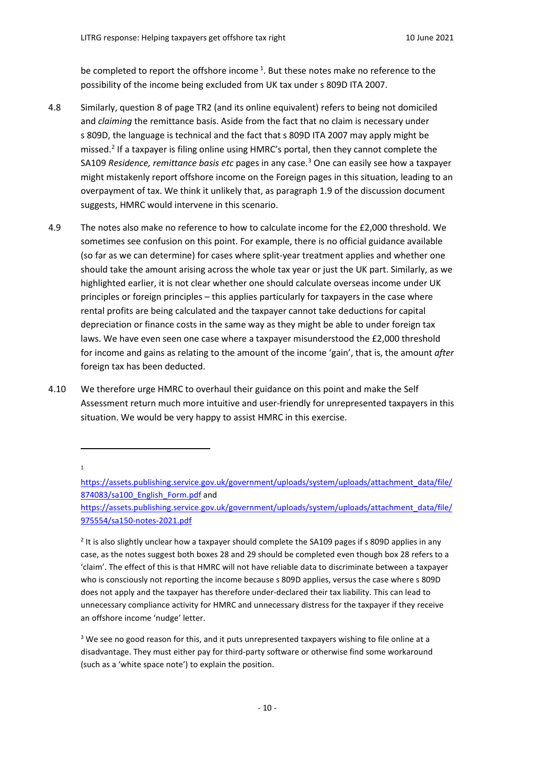be completed to report the offshore income [1]. But these notes make no reference to the possibility of the income being excluded from UK tax under s 809D ITA 2007.

4.8 Similarly, question 8 of page TR2 (and its online equivalent) refers to being not domiciled and *claiming* the remittance basis. Aside from the fact that no claim is necessary under s 809D, the language is technical and the fact that s 809D ITA 2007 may apply might be missed.[2] If a taxpayer is filing online using HMRC's portal, then they cannot complete the SA109 *Residence, remittance basis etc* pages in any case.[3] One can easily see how a taxpayer might mistakenly report offshore income on the Foreign pages in this situation, leading to an overpayment of tax. We think it unlikely that, as paragraph 1.9 of the discussion document suggests, HMRC would intervene in this scenario.

4.9 The notes also make no reference to how to calculate income for the £2,000 threshold. We sometimes see confusion on this point. For example, there is no official guidance available (so far as we can determine) for cases where split-year treatment applies and whether one should take the amount arising across the whole tax year or just the UK part. Similarly, as we highlighted earlier, it is not clear whether one should calculate overseas income under UK principles or foreign principles – this applies particularly for taxpayers in the case where rental profits are being calculated and the taxpayer cannot take deductions for capital depreciation or finance costs in the same way as they might be able to under foreign tax laws. We have even seen one case where a taxpayer misunderstood the £2,000 threshold for income and gains as relating to the amount of the income 'gain', that is, the amount *after* foreign tax has been deducted.

4.10 We therefore urge HMRC to overhaul their guidance on this point and make the Self Assessment return much more intuitive and user-friendly for unrepresented taxpayers in this situation. We would be very happy to assist HMRC in this exercise.

---

[1] https://assets.publishing.service.gov.uk/government/uploads/system/uploads/attachment_data/file/874083/sa100_English_Form.pdf and https://assets.publishing.service.gov.uk/government/uploads/system/uploads/attachment_data/file/975554/sa150-notes-2021.pdf

[2] It is also slightly unclear how a taxpayer should complete the SA109 pages if s 809D applies in any case, as the notes suggest both boxes 28 and 29 should be completed even though box 28 refers to a 'claim'. The effect of this is that HMRC will not have reliable data to discriminate between a taxpayer who is consciously not reporting the income because s 809D applies, versus the case where s 809D does not apply and the taxpayer has therefore under-declared their tax liability. This can lead to unnecessary compliance activity for HMRC and unnecessary distress for the taxpayer if they receive an offshore income 'nudge' letter.

[3] We see no good reason for this, and it puts unrepresented taxpayers wishing to file online at a disadvantage. They must either pay for third-party software or otherwise find some workaround (such as a 'white space note') to explain the position.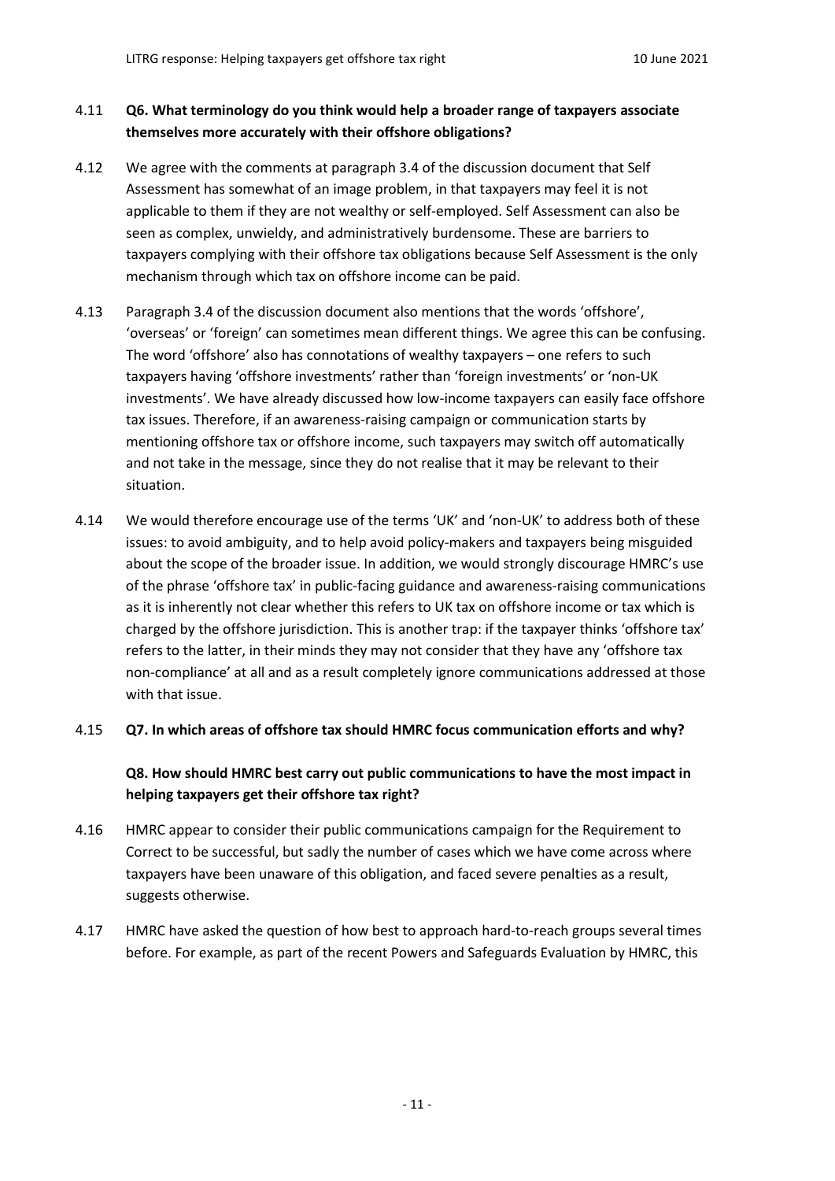4.11 **Q6. What terminology do you think would help a broader range of taxpayers associate themselves more accurately with their offshore obligations?**

4.12 We agree with the comments at paragraph 3.4 of the discussion document that Self Assessment has somewhat of an image problem, in that taxpayers may feel it is not applicable to them if they are not wealthy or self-employed. Self Assessment can also be seen as complex, unwieldy, and administratively burdensome. These are barriers to taxpayers complying with their offshore tax obligations because Self Assessment is the only mechanism through which tax on offshore income can be paid.

4.13 Paragraph 3.4 of the discussion document also mentions that the words 'offshore', 'overseas' or 'foreign' can sometimes mean different things. We agree this can be confusing. The word 'offshore' also has connotations of wealthy taxpayers – one refers to such taxpayers having 'offshore investments' rather than 'foreign investments' or 'non-UK investments'. We have already discussed how low-income taxpayers can easily face offshore tax issues. Therefore, if an awareness-raising campaign or communication starts by mentioning offshore tax or offshore income, such taxpayers may switch off automatically and not take in the message, since they do not realise that it may be relevant to their situation.

4.14 We would therefore encourage use of the terms 'UK' and 'non-UK' to address both of these issues: to avoid ambiguity, and to help avoid policy-makers and taxpayers being misguided about the scope of the broader issue. In addition, we would strongly discourage HMRC's use of the phrase 'offshore tax' in public-facing guidance and awareness-raising communications as it is inherently not clear whether this refers to UK tax on offshore income or tax which is charged by the offshore jurisdiction. This is another trap: if the taxpayer thinks 'offshore tax' refers to the latter, in their minds they may not consider that they have any 'offshore tax non-compliance' at all and as a result completely ignore communications addressed at those with that issue.

4.15 **Q7. In which areas of offshore tax should HMRC focus communication efforts and why?**

**Q8. How should HMRC best carry out public communications to have the most impact in helping taxpayers get their offshore tax right?**

4.16 HMRC appear to consider their public communications campaign for the Requirement to Correct to be successful, but sadly the number of cases which we have come across where taxpayers have been unaware of this obligation, and faced severe penalties as a result, suggests otherwise.

4.17 HMRC have asked the question of how best to approach hard-to-reach groups several times before. For example, as part of the recent Powers and Safeguards Evaluation by HMRC, this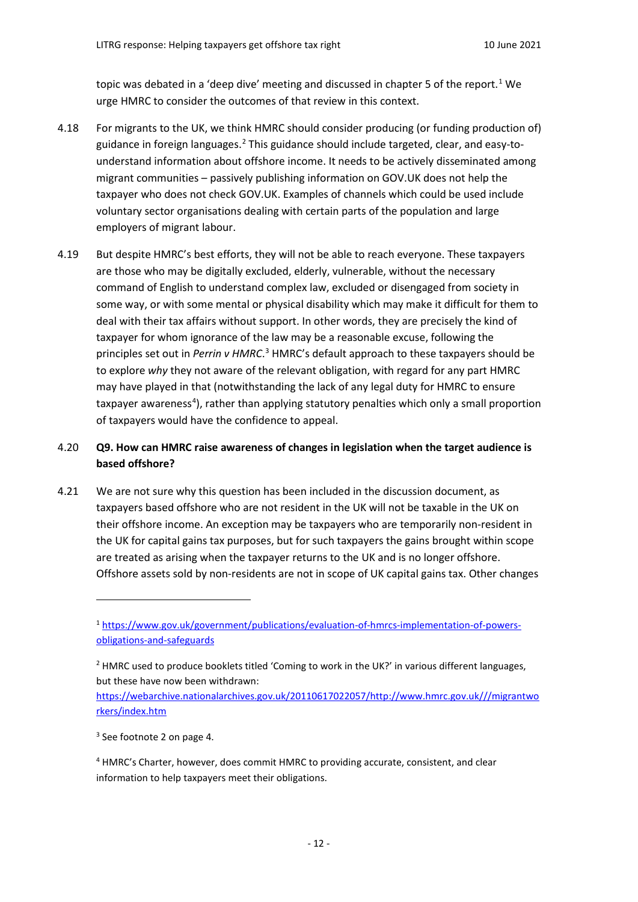topic was debated in a 'deep dive' meeting and discussed in chapter 5 of the report.[1] We urge HMRC to consider the outcomes of that review in this context.

4.18 For migrants to the UK, we think HMRC should consider producing (or funding production of) guidance in foreign languages.[2] This guidance should include targeted, clear, and easy-to-understand information about offshore income. It needs to be actively disseminated among migrant communities – passively publishing information on GOV.UK does not help the taxpayer who does not check GOV.UK. Examples of channels which could be used include voluntary sector organisations dealing with certain parts of the population and large employers of migrant labour.

4.19 But despite HMRC's best efforts, they will not be able to reach everyone. These taxpayers are those who may be digitally excluded, elderly, vulnerable, without the necessary command of English to understand complex law, excluded or disengaged from society in some way, or with some mental or physical disability which may make it difficult for them to deal with their tax affairs without support. In other words, they are precisely the kind of taxpayer for whom ignorance of the law may be a reasonable excuse, following the principles set out in *Perrin v HMRC*.[3] HMRC's default approach to these taxpayers should be to explore *why* they not aware of the relevant obligation, with regard for any part HMRC may have played in that (notwithstanding the lack of any legal duty for HMRC to ensure taxpayer awareness[4]), rather than applying statutory penalties which only a small proportion of taxpayers would have the confidence to appeal.

4.20 **Q9. How can HMRC raise awareness of changes in legislation when the target audience is based offshore?**

4.21 We are not sure why this question has been included in the discussion document, as taxpayers based offshore who are not resident in the UK will not be taxable in the UK on their offshore income. An exception may be taxpayers who are temporarily non-resident in the UK for capital gains tax purposes, but for such taxpayers the gains brought within scope are treated as arising when the taxpayer returns to the UK and is no longer offshore. Offshore assets sold by non-residents are not in scope of UK capital gains tax. Other changes

---

[1] https://www.gov.uk/government/publications/evaluation-of-hmrcs-implementation-of-powers-obligations-and-safeguards

[2] HMRC used to produce booklets titled 'Coming to work in the UK?' in various different languages, but these have now been withdrawn: https://webarchive.nationalarchives.gov.uk/20110617022057/http://www.hmrc.gov.uk///migrantworkers/index.htm

[3] See footnote 2 on page 4.

[4] HMRC's Charter, however, does commit HMRC to providing accurate, consistent, and clear information to help taxpayers meet their obligations.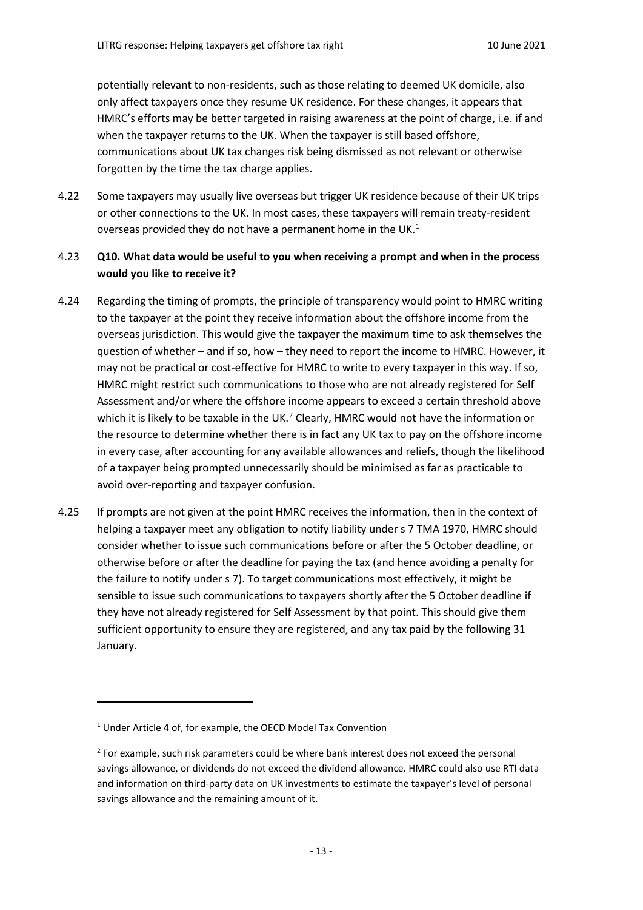potentially relevant to non-residents, such as those relating to deemed UK domicile, also only affect taxpayers once they resume UK residence. For these changes, it appears that HMRC's efforts may be better targeted in raising awareness at the point of charge, i.e. if and when the taxpayer returns to the UK. When the taxpayer is still based offshore, communications about UK tax changes risk being dismissed as not relevant or otherwise forgotten by the time the tax charge applies.

4.22 Some taxpayers may usually live overseas but trigger UK residence because of their UK trips or other connections to the UK. In most cases, these taxpayers will remain treaty-resident overseas provided they do not have a permanent home in the UK.[1]

4.23 **Q10. What data would be useful to you when receiving a prompt and when in the process would you like to receive it?**

4.24 Regarding the timing of prompts, the principle of transparency would point to HMRC writing to the taxpayer at the point they receive information about the offshore income from the overseas jurisdiction. This would give the taxpayer the maximum time to ask themselves the question of whether – and if so, how – they need to report the income to HMRC. However, it may not be practical or cost-effective for HMRC to write to every taxpayer in this way. If so, HMRC might restrict such communications to those who are not already registered for Self Assessment and/or where the offshore income appears to exceed a certain threshold above which it is likely to be taxable in the UK.[2] Clearly, HMRC would not have the information or the resource to determine whether there is in fact any UK tax to pay on the offshore income in every case, after accounting for any available allowances and reliefs, though the likelihood of a taxpayer being prompted unnecessarily should be minimised as far as practicable to avoid over-reporting and taxpayer confusion.

4.25 If prompts are not given at the point HMRC receives the information, then in the context of helping a taxpayer meet any obligation to notify liability under s 7 TMA 1970, HMRC should consider whether to issue such communications before or after the 5 October deadline, or otherwise before or after the deadline for paying the tax (and hence avoiding a penalty for the failure to notify under s 7). To target communications most effectively, it might be sensible to issue such communications to taxpayers shortly after the 5 October deadline if they have not already registered for Self Assessment by that point. This should give them sufficient opportunity to ensure they are registered, and any tax paid by the following 31 January.

---

[1] Under Article 4 of, for example, the OECD Model Tax Convention

[2] For example, such risk parameters could be where bank interest does not exceed the personal savings allowance, or dividends do not exceed the dividend allowance. HMRC could also use RTI data and information on third-party data on UK investments to estimate the taxpayer's level of personal savings allowance and the remaining amount of it.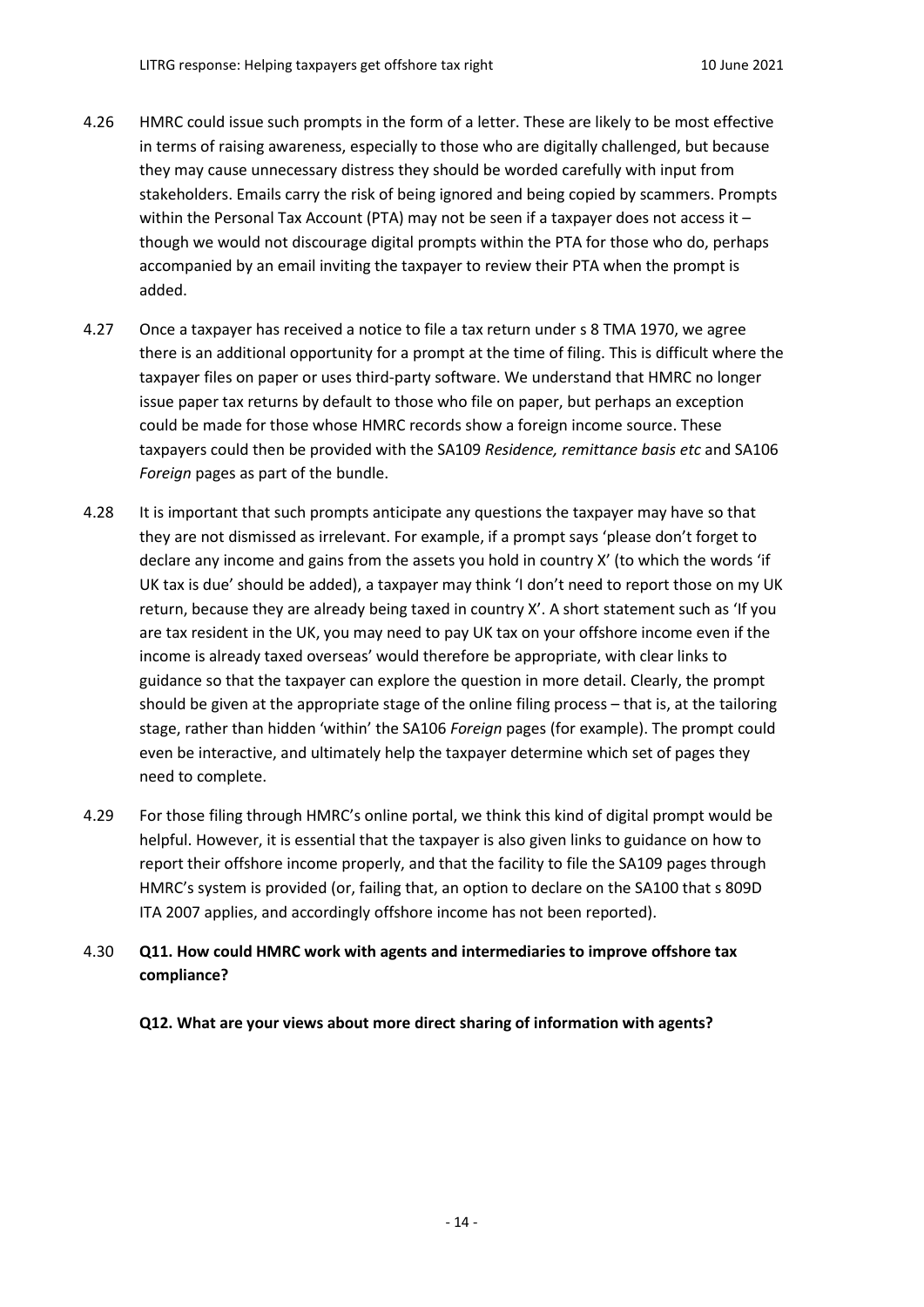4.26 HMRC could issue such prompts in the form of a letter. These are likely to be most effective in terms of raising awareness, especially to those who are digitally challenged, but because they may cause unnecessary distress they should be worded carefully with input from stakeholders. Emails carry the risk of being ignored and being copied by scammers. Prompts within the Personal Tax Account (PTA) may not be seen if a taxpayer does not access it – though we would not discourage digital prompts within the PTA for those who do, perhaps accompanied by an email inviting the taxpayer to review their PTA when the prompt is added.

4.27 Once a taxpayer has received a notice to file a tax return under s 8 TMA 1970, we agree there is an additional opportunity for a prompt at the time of filing. This is difficult where the taxpayer files on paper or uses third-party software. We understand that HMRC no longer issue paper tax returns by default to those who file on paper, but perhaps an exception could be made for those whose HMRC records show a foreign income source. These taxpayers could then be provided with the SA109 *Residence, remittance basis etc* and SA106 *Foreign* pages as part of the bundle.

4.28 It is important that such prompts anticipate any questions the taxpayer may have so that they are not dismissed as irrelevant. For example, if a prompt says 'please don't forget to declare any income and gains from the assets you hold in country X' (to which the words 'if UK tax is due' should be added), a taxpayer may think 'I don't need to report those on my UK return, because they are already being taxed in country X'. A short statement such as 'If you are tax resident in the UK, you may need to pay UK tax on your offshore income even if the income is already taxed overseas' would therefore be appropriate, with clear links to guidance so that the taxpayer can explore the question in more detail. Clearly, the prompt should be given at the appropriate stage of the online filing process – that is, at the tailoring stage, rather than hidden 'within' the SA106 *Foreign* pages (for example). The prompt could even be interactive, and ultimately help the taxpayer determine which set of pages they need to complete.

4.29 For those filing through HMRC's online portal, we think this kind of digital prompt would be helpful. However, it is essential that the taxpayer is also given links to guidance on how to report their offshore income properly, and that the facility to file the SA109 pages through HMRC's system is provided (or, failing that, an option to declare on the SA100 that s 809D ITA 2007 applies, and accordingly offshore income has not been reported).

4.30 **Q11. How could HMRC work with agents and intermediaries to improve offshore tax compliance?**

**Q12. What are your views about more direct sharing of information with agents?**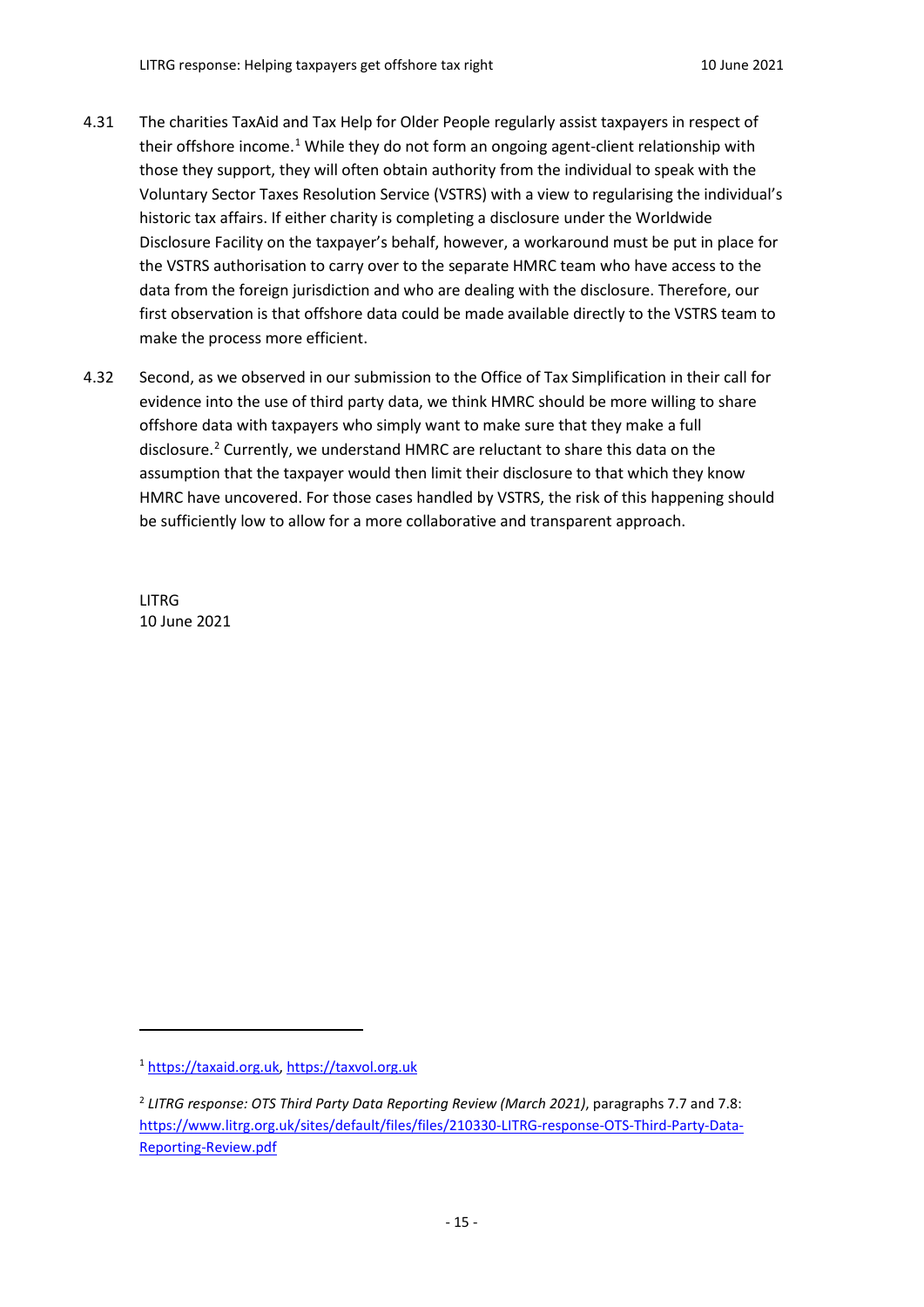4.31 The charities TaxAid and Tax Help for Older People regularly assist taxpayers in respect of their offshore income.[1] While they do not form an ongoing agent-client relationship with those they support, they will often obtain authority from the individual to speak with the Voluntary Sector Taxes Resolution Service (VSTRS) with a view to regularising the individual's historic tax affairs. If either charity is completing a disclosure under the Worldwide Disclosure Facility on the taxpayer's behalf, however, a workaround must be put in place for the VSTRS authorisation to carry over to the separate HMRC team who have access to the data from the foreign jurisdiction and who are dealing with the disclosure. Therefore, our first observation is that offshore data could be made available directly to the VSTRS team to make the process more efficient.

4.32 Second, as we observed in our submission to the Office of Tax Simplification in their call for evidence into the use of third party data, we think HMRC should be more willing to share offshore data with taxpayers who simply want to make sure that they make a full disclosure.[2] Currently, we understand HMRC are reluctant to share this data on the assumption that the taxpayer would then limit their disclosure to that which they know HMRC have uncovered. For those cases handled by VSTRS, the risk of this happening should be sufficiently low to allow for a more collaborative and transparent approach.

LITRG
10 June 2021

---

[1] https://taxaid.org.uk, https://taxvol.org.uk

[2] *LITRG response: OTS Third Party Data Reporting Review (March 2021)*, paragraphs 7.7 and 7.8: https://www.litrg.org.uk/sites/default/files/files/210330-LITRG-response-OTS-Third-Party-Data-Reporting-Review.pdf